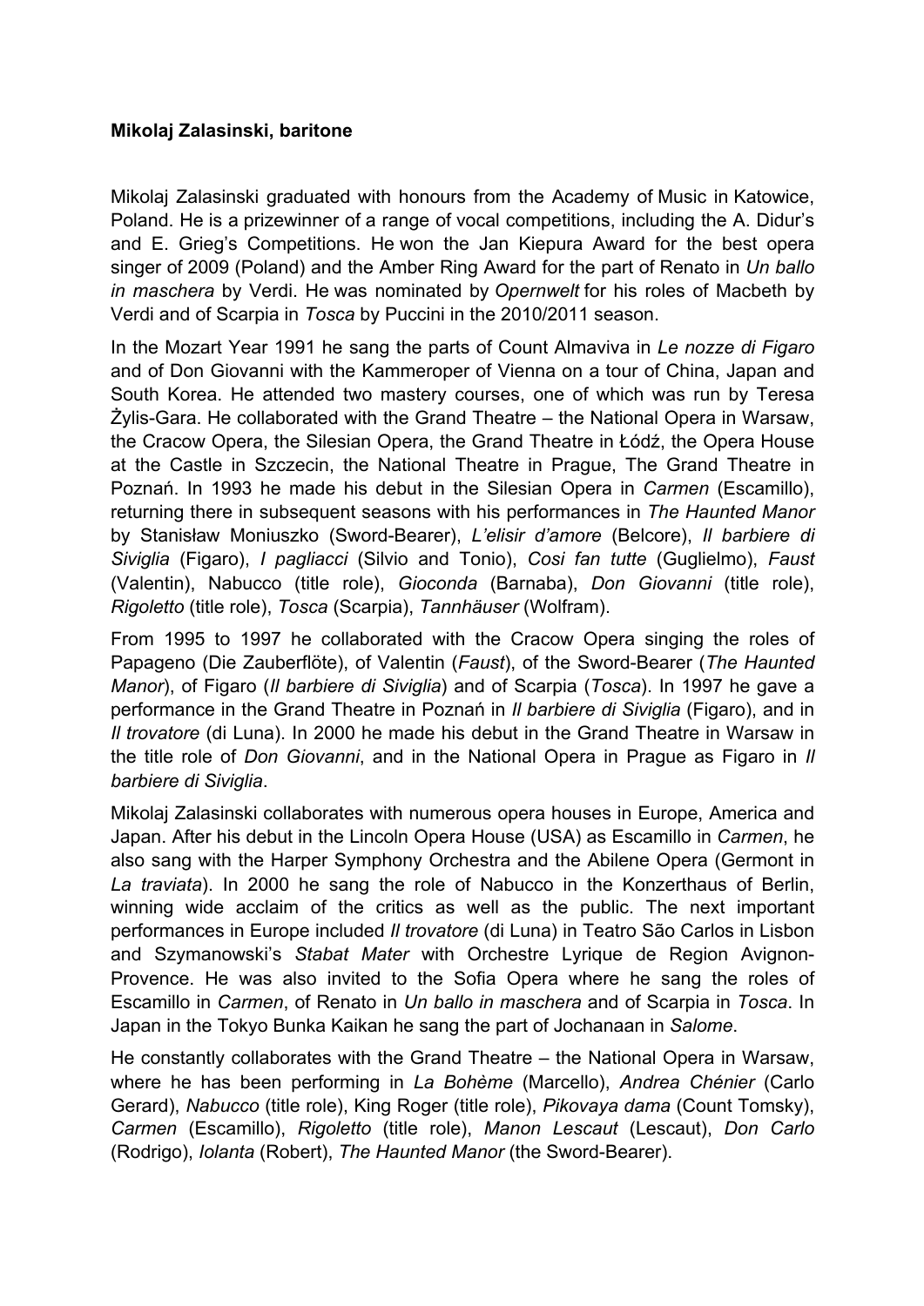**Mikolaj Zalasinski, baritone**

Mikolaj Zalasinski graduated with honours from the Academy of Music in Katowice, Poland. He is a prizewinner of a range of vocal competitions, including the A. Didur's and E. Grieg's Competitions. He won the Jan Kiepura Award for the best opera singer of 2009 (Poland) and the Amber Ring Award for the part of Renato in *Un ballo in maschera* by Verdi. He was nominated by *Opernwelt* for his roles of Macbeth by Verdi and of Scarpia in *Tosca* by Puccini in the 2010/2011 season.

In the Mozart Year 1991 he sang the parts of Count Almaviva in *Le nozze di Figaro* and of Don Giovanni with the Kammeroper of Vienna on a tour of China, Japan and South Korea. He attended two mastery courses, one of which was run by Teresa Żylis-Gara. He collaborated with the Grand Theatre – the National Opera in Warsaw, the Cracow Opera, the Silesian Opera, the Grand Theatre in Łódź, the Opera House at the Castle in Szczecin, the National Theatre in Prague, The Grand Theatre in Poznań. In 1993 he made his debut in the Silesian Opera in *Carmen* (Escamillo), returning there in subsequent seasons with his performances in *The Haunted Manor* by Stanisław Moniuszko (Sword-Bearer), *L'elisir d'amore* (Belcore), *Il barbiere di Siviglia* (Figaro), *I pagliacci* (Silvio and Tonio), *Cosi fan tutte* (Guglielmo), *Faust* (Valentin), Nabucco (title role), *Gioconda* (Barnaba), *Don Giovanni* (title role), *Rigoletto* (title role), *Tosca* (Scarpia), *Tannhäuser* (Wolfram).

From 1995 to 1997 he collaborated with the Cracow Opera singing the roles of Papageno (Die Zauberflöte), of Valentin (*Faust*), of the Sword-Bearer (*The Haunted Manor*), of Figaro (*Il barbiere di Siviglia*) and of Scarpia (*Tosca*). In 1997 he gave a performance in the Grand Theatre in Poznań in *Il barbiere di Siviglia* (Figaro), and in *Il trovatore* (di Luna). In 2000 he made his debut in the Grand Theatre in Warsaw in the title role of *Don Giovanni*, and in the National Opera in Prague as Figaro in *Il barbiere di Siviglia*.

Mikolaj Zalasinski collaborates with numerous opera houses in Europe, America and Japan. After his debut in the Lincoln Opera House (USA) as Escamillo in *Carmen*, he also sang with the Harper Symphony Orchestra and the Abilene Opera (Germont in *La traviata*). In 2000 he sang the role of Nabucco in the Konzerthaus of Berlin, winning wide acclaim of the critics as well as the public. The next important performances in Europe included *Il trovatore* (di Luna) in Teatro São Carlos in Lisbon and Szymanowski's *Stabat Mater* with Orchestre Lyrique de Region Avignon-Provence. He was also invited to the Sofia Opera where he sang the roles of Escamillo in *Carmen*, of Renato in *Un ballo in maschera* and of Scarpia in *Tosca*. In Japan in the Tokyo Bunka Kaikan he sang the part of Jochanaan in *Salome*.

He constantly collaborates with the Grand Theatre – the National Opera in Warsaw, where he has been performing in *La Bohème* (Marcello), *Andrea Chénier* (Carlo Gerard), *Nabucco* (title role), King Roger (title role), *Pikovaya dama* (Count Tomsky), *Carmen* (Escamillo), *Rigoletto* (title role), *Manon Lescaut* (Lescaut), *Don Carlo* (Rodrigo), *Iolanta* (Robert), *The Haunted Manor* (the Sword-Bearer).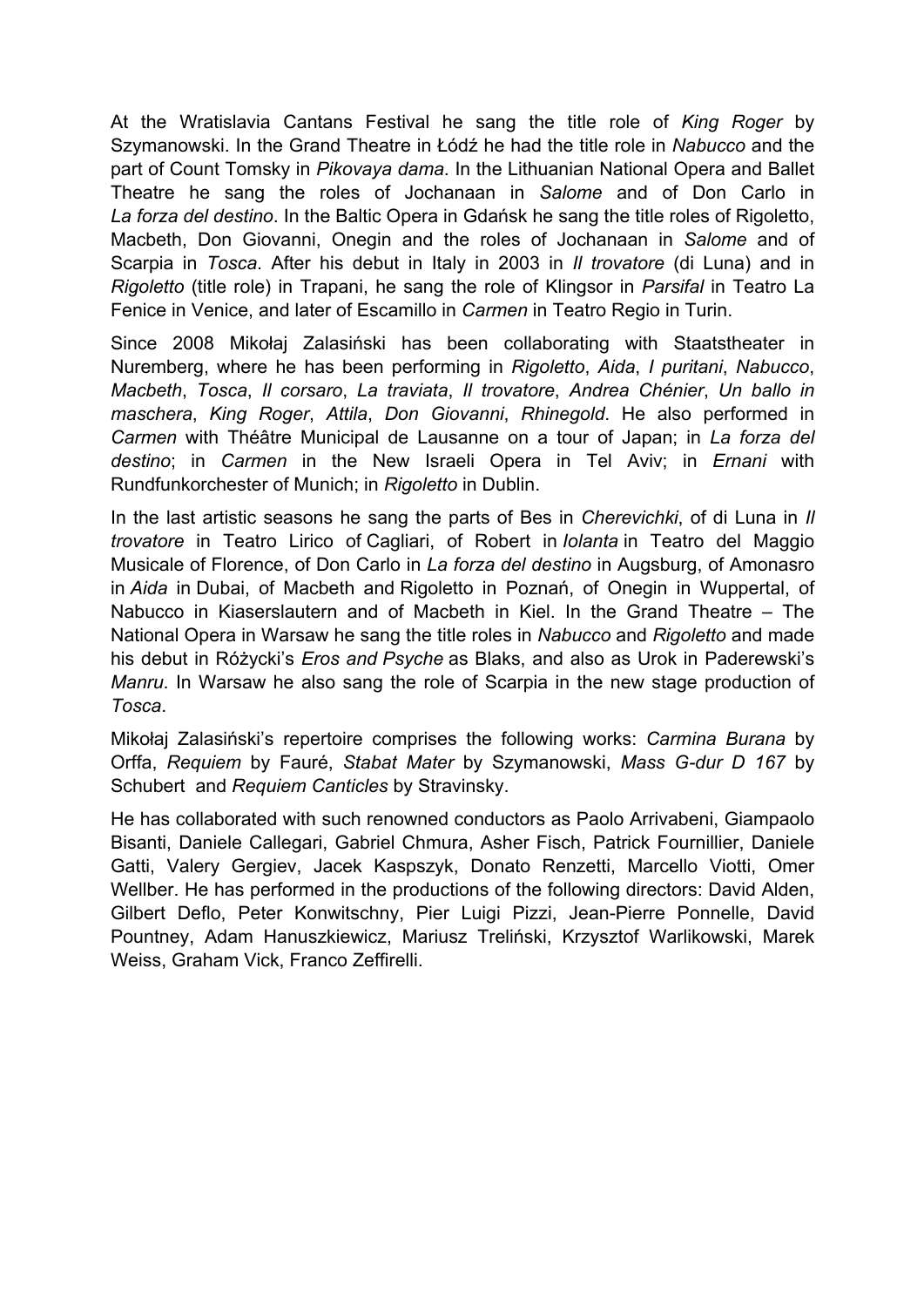At the Wratislavia Cantans Festival he sang the title role of *King Roger* by Szymanowski. In the Grand Theatre in Łódź he had the title role in *Nabucco* and the part of Count Tomsky in *Pikovaya dama*. In the Lithuanian National Opera and Ballet Theatre he sang the roles of Jochanaan in *Salome* and of Don Carlo in *La forza del destino*. In the Baltic Opera in Gdańsk he sang the title roles of Rigoletto, Macbeth, Don Giovanni, Onegin and the roles of Jochanaan in *Salome* and of Scarpia in *Tosca*. After his debut in Italy in 2003 in *Il trovatore* (di Luna) and in *Rigoletto* (title role) in Trapani, he sang the role of Klingsor in *Parsifal* in Teatro La Fenice in Venice, and later of Escamillo in *Carmen* in Teatro Regio in Turin.

Since 2008 Mikołaj Zalasiński has been collaborating with Staatstheater in Nuremberg, where he has been performing in *Rigoletto*, *Aida*, *I puritani*, *Nabucco*, *Macbeth*, *Tosca*, *Il corsaro*, *La traviata*, *Il trovatore*, *Andrea Chénier*, *Un ballo in maschera*, *King Roger*, *Attila*, *Don Giovanni*, *Rhinegold*. He also performed in *Carmen* with Théâtre Municipal de Lausanne on a tour of Japan; in *La forza del destino*; in *Carmen* in the New Israeli Opera in Tel Aviv; in *Ernani* with Rundfunkorchester of Munich; in *Rigoletto* in Dublin.

In the last artistic seasons he sang the parts of Bes in *Cherevichki*, of di Luna in *Il trovatore* in Teatro Lirico of Cagliari, of Robert in *Iolanta* in Teatro del Maggio Musicale of Florence, of Don Carlo in *La forza del destino* in Augsburg, of Amonasro in *Aida* in Dubai, of Macbeth and Rigoletto in Poznań, of Onegin in Wuppertal, of Nabucco in Kiaserslautern and of Macbeth in Kiel. In the Grand Theatre – The National Opera in Warsaw he sang the title roles in *Nabucco* and *Rigoletto* and made his debut in Różycki's *Eros and Psyche* as Blaks, and also as Urok in Paderewski's *Manru*. In Warsaw he also sang the role of Scarpia in the new stage production of *Tosca*.

Mikołaj Zalasiński's repertoire comprises the following works: *Carmina Burana* by Orffa, *Requiem* by Fauré, *Stabat Mater* by Szymanowski, *Mass G-dur D 167* by Schubert and *Requiem Canticles* by Stravinsky.

He has collaborated with such renowned conductors as Paolo Arrivabeni, Giampaolo Bisanti, Daniele Callegari, Gabriel Chmura, Asher Fisch, Patrick Fournillier, Daniele Gatti, Valery Gergiev, Jacek Kaspszyk, Donato Renzetti, Marcello Viotti, Omer Wellber. He has performed in the productions of the following directors: David Alden, Gilbert Deflo, Peter Konwitschny, Pier Luigi Pizzi, Jean-Pierre Ponnelle, David Pountney, Adam Hanuszkiewicz, Mariusz Treliński, Krzysztof Warlikowski, Marek Weiss, Graham Vick, Franco Zeffirelli.